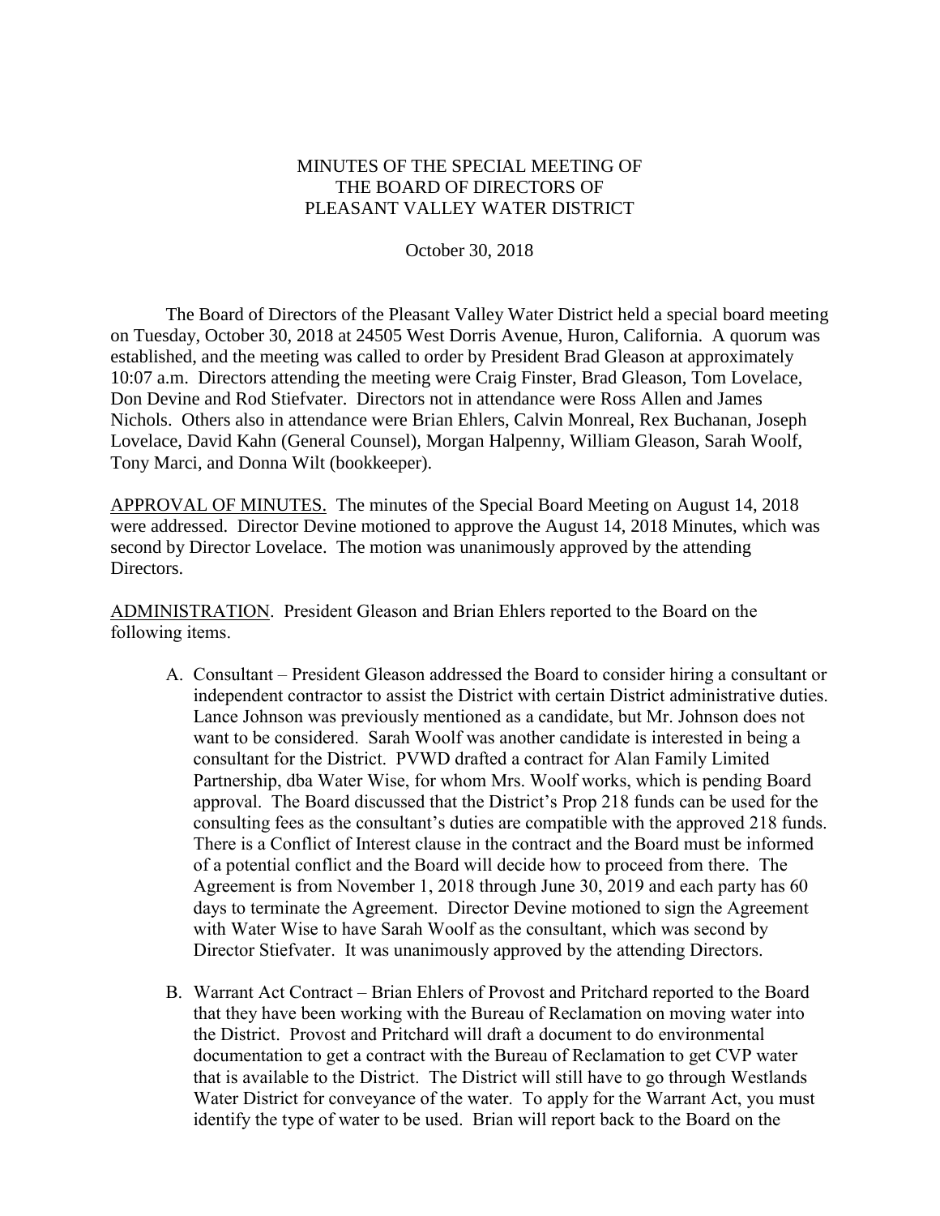MINUTES OF THE SPECIAL MEETING OF
THE BOARD OF DIRECTORS OF
PLEASANT VALLEY WATER DISTRICT

October 30, 2018

The Board of Directors of the Pleasant Valley Water District held a special board meeting on Tuesday, October 30, 2018 at 24505 West Dorris Avenue, Huron, California. A quorum was established, and the meeting was called to order by President Brad Gleason at approximately 10:07 a.m. Directors attending the meeting were Craig Finster, Brad Gleason, Tom Lovelace, Don Devine and Rod Stiefvater. Directors not in attendance were Ross Allen and James Nichols. Others also in attendance were Brian Ehlers, Calvin Monreal, Rex Buchanan, Joseph Lovelace, David Kahn (General Counsel), Morgan Halpenny, William Gleason, Sarah Woolf, Tony Marci, and Donna Wilt (bookkeeper).

<u>APPROVAL OF MINUTES.</u> The minutes of the Special Board Meeting on August 14, 2018 were addressed. Director Devine motioned to approve the August 14, 2018 Minutes, which was second by Director Lovelace. The motion was unanimously approved by the attending Directors.

<u>ADMINISTRATION</u>. President Gleason and Brian Ehlers reported to the Board on the following items.

A. Consultant – President Gleason addressed the Board to consider hiring a consultant or independent contractor to assist the District with certain District administrative duties. Lance Johnson was previously mentioned as a candidate, but Mr. Johnson does not want to be considered. Sarah Woolf was another candidate is interested in being a consultant for the District. PVWD drafted a contract for Alan Family Limited Partnership, dba Water Wise, for whom Mrs. Woolf works, which is pending Board approval. The Board discussed that the District's Prop 218 funds can be used for the consulting fees as the consultant's duties are compatible with the approved 218 funds. There is a Conflict of Interest clause in the contract and the Board must be informed of a potential conflict and the Board will decide how to proceed from there. The Agreement is from November 1, 2018 through June 30, 2019 and each party has 60 days to terminate the Agreement. Director Devine motioned to sign the Agreement with Water Wise to have Sarah Woolf as the consultant, which was second by Director Stiefvater. It was unanimously approved by the attending Directors.

B. Warrant Act Contract – Brian Ehlers of Provost and Pritchard reported to the Board that they have been working with the Bureau of Reclamation on moving water into the District. Provost and Pritchard will draft a document to do environmental documentation to get a contract with the Bureau of Reclamation to get CVP water that is available to the District. The District will still have to go through Westlands Water District for conveyance of the water. To apply for the Warrant Act, you must identify the type of water to be used. Brian will report back to the Board on the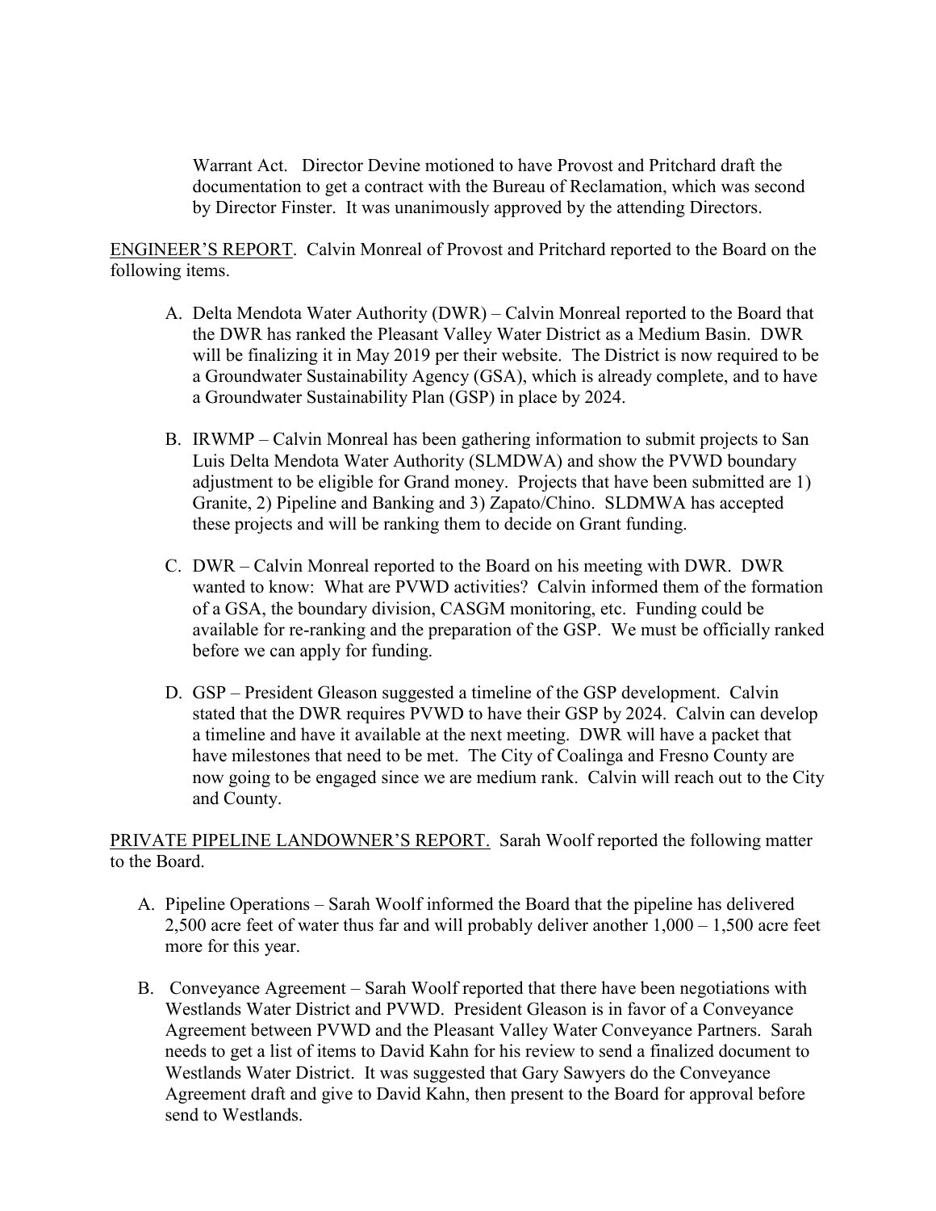Warrant Act. Director Devine motioned to have Provost and Pritchard draft the documentation to get a contract with the Bureau of Reclamation, which was second by Director Finster. It was unanimously approved by the attending Directors.

ENGINEER'S REPORT. Calvin Monreal of Provost and Pritchard reported to the Board on the following items.

A. Delta Mendota Water Authority (DWR) – Calvin Monreal reported to the Board that the DWR has ranked the Pleasant Valley Water District as a Medium Basin. DWR will be finalizing it in May 2019 per their website. The District is now required to be a Groundwater Sustainability Agency (GSA), which is already complete, and to have a Groundwater Sustainability Plan (GSP) in place by 2024.

B. IRWMP – Calvin Monreal has been gathering information to submit projects to San Luis Delta Mendota Water Authority (SLMDWA) and show the PVWD boundary adjustment to be eligible for Grand money. Projects that have been submitted are 1) Granite, 2) Pipeline and Banking and 3) Zapato/Chino. SLDMWA has accepted these projects and will be ranking them to decide on Grant funding.

C. DWR – Calvin Monreal reported to the Board on his meeting with DWR. DWR wanted to know: What are PVWD activities? Calvin informed them of the formation of a GSA, the boundary division, CASGM monitoring, etc. Funding could be available for re-ranking and the preparation of the GSP. We must be officially ranked before we can apply for funding.

D. GSP – President Gleason suggested a timeline of the GSP development. Calvin stated that the DWR requires PVWD to have their GSP by 2024. Calvin can develop a timeline and have it available at the next meeting. DWR will have a packet that have milestones that need to be met. The City of Coalinga and Fresno County are now going to be engaged since we are medium rank. Calvin will reach out to the City and County.

PRIVATE PIPELINE LANDOWNER'S REPORT. Sarah Woolf reported the following matter to the Board.

A. Pipeline Operations – Sarah Woolf informed the Board that the pipeline has delivered 2,500 acre feet of water thus far and will probably deliver another 1,000 – 1,500 acre feet more for this year.

B. Conveyance Agreement – Sarah Woolf reported that there have been negotiations with Westlands Water District and PVWD. President Gleason is in favor of a Conveyance Agreement between PVWD and the Pleasant Valley Water Conveyance Partners. Sarah needs to get a list of items to David Kahn for his review to send a finalized document to Westlands Water District. It was suggested that Gary Sawyers do the Conveyance Agreement draft and give to David Kahn, then present to the Board for approval before send to Westlands.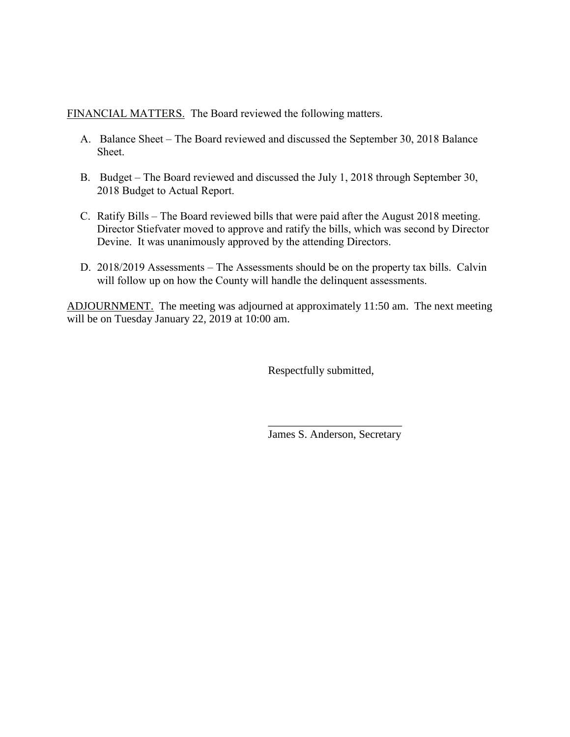<u>FINANCIAL MATTERS.</u> The Board reviewed the following matters.

A. Balance Sheet – The Board reviewed and discussed the September 30, 2018 Balance Sheet.

B. Budget – The Board reviewed and discussed the July 1, 2018 through September 30, 2018 Budget to Actual Report.

C. Ratify Bills – The Board reviewed bills that were paid after the August 2018 meeting. Director Stiefvater moved to approve and ratify the bills, which was second by Director Devine. It was unanimously approved by the attending Directors.

D. 2018/2019 Assessments – The Assessments should be on the property tax bills. Calvin will follow up on how the County will handle the delinquent assessments.

<u>ADJOURNMENT.</u> The meeting was adjourned at approximately 11:50 am. The next meeting will be on Tuesday January 22, 2019 at 10:00 am.

Respectfully submitted,

\_\_\_\_\_\_\_\_\_\_\_\_\_\_\_\_\_\_\_\_\_\_\_\_

James S. Anderson, Secretary